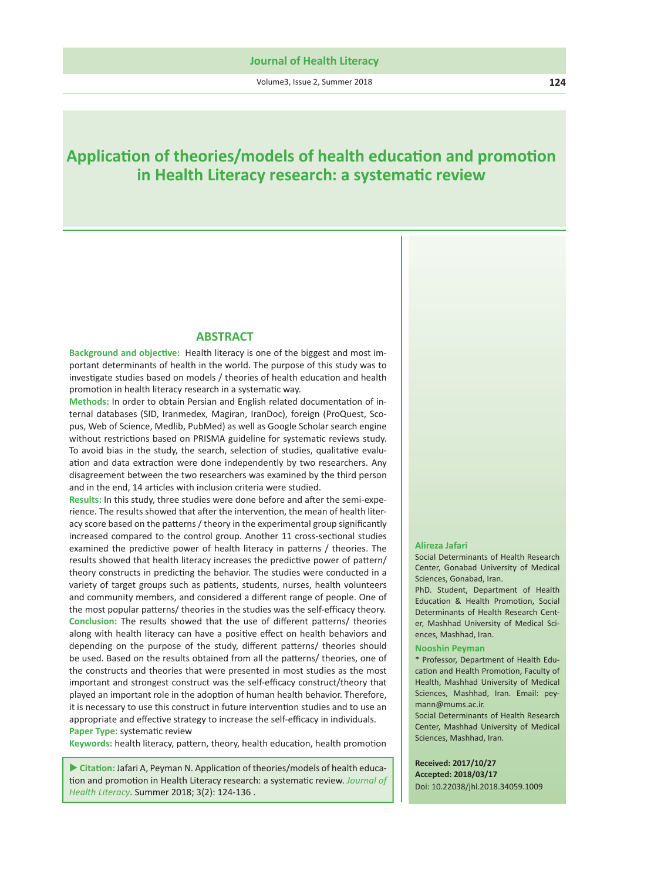# Application of theories/models of health education and promotion in Health Literacy research: a systematic review

## ABSTRACT

**Background and objective:** Health literacy is one of the biggest and most important determinants of health in the world. The purpose of this study was to investigate studies based on models / theories of health education and health promotion in health literacy research in a systematic way.

**Methods:** In order to obtain Persian and English related documentation of internal databases (SID, Iranmedex, Magiran, IranDoc), foreign (ProQuest, Scopus, Web of Science, Medlib, PubMed) as well as Google Scholar search engine without restrictions based on PRISMA guideline for systematic reviews study. To avoid bias in the study, the search, selection of studies, qualitative evaluation and data extraction were done independently by two researchers. Any disagreement between the two researchers was examined by the third person and in the end, 14 articles with inclusion criteria were studied.

**Results:** In this study, three studies were done before and after the semi-experience. The results showed that after the intervention, the mean of health literacy score based on the patterns / theory in the experimental group significantly increased compared to the control group. Another 11 cross-sectional studies examined the predictive power of health literacy in patterns / theories. The results showed that health literacy increases the predictive power of pattern/ theory constructs in predicting the behavior. The studies were conducted in a variety of target groups such as patients, students, nurses, health volunteers and community members, and considered a different range of people. One of the most popular patterns/ theories in the studies was the self-efficacy theory.

**Conclusion:** The results showed that the use of different patterns/ theories along with health literacy can have a positive effect on health behaviors and depending on the purpose of the study, different patterns/ theories should be used. Based on the results obtained from all the patterns/ theories, one of the constructs and theories that were presented in most studies as the most important and strongest construct was the self-efficacy construct/theory that played an important role in the adoption of human health behavior. Therefore, it is necessary to use this construct in future intervention studies and to use an appropriate and effective strategy to increase the self-efficacy in individuals.

**Paper Type:** systematic review

**Keywords:** health literacy, pattern, theory, health education, health promotion

**Citation:** Jafari A, Peyman N. Application of theories/models of health education and promotion in Health Literacy research: a systematic review. *Journal of Health Literacy*. Summer 2018; 3(2): 124-136 .

**Alireza Jafari**

Social Determinants of Health Research Center, Gonabad University of Medical Sciences, Gonabad, Iran.

PhD. Student, Department of Health Education & Health Promotion, Social Determinants of Health Research Center, Mashhad University of Medical Sciences, Mashhad, Iran.

**Nooshin Peyman**

* Professor, Department of Health Education and Health Promotion, Faculty of Health, Mashhad University of Medical Sciences, Mashhad, Iran. Email: peymann@mums.ac.ir.

Social Determinants of Health Research Center, Mashhad University of Medical Sciences, Mashhad, Iran.

**Received: 2017/10/27**
**Accepted: 2018/03/17**
Doi: 10.22038/jhl.2018.34059.1009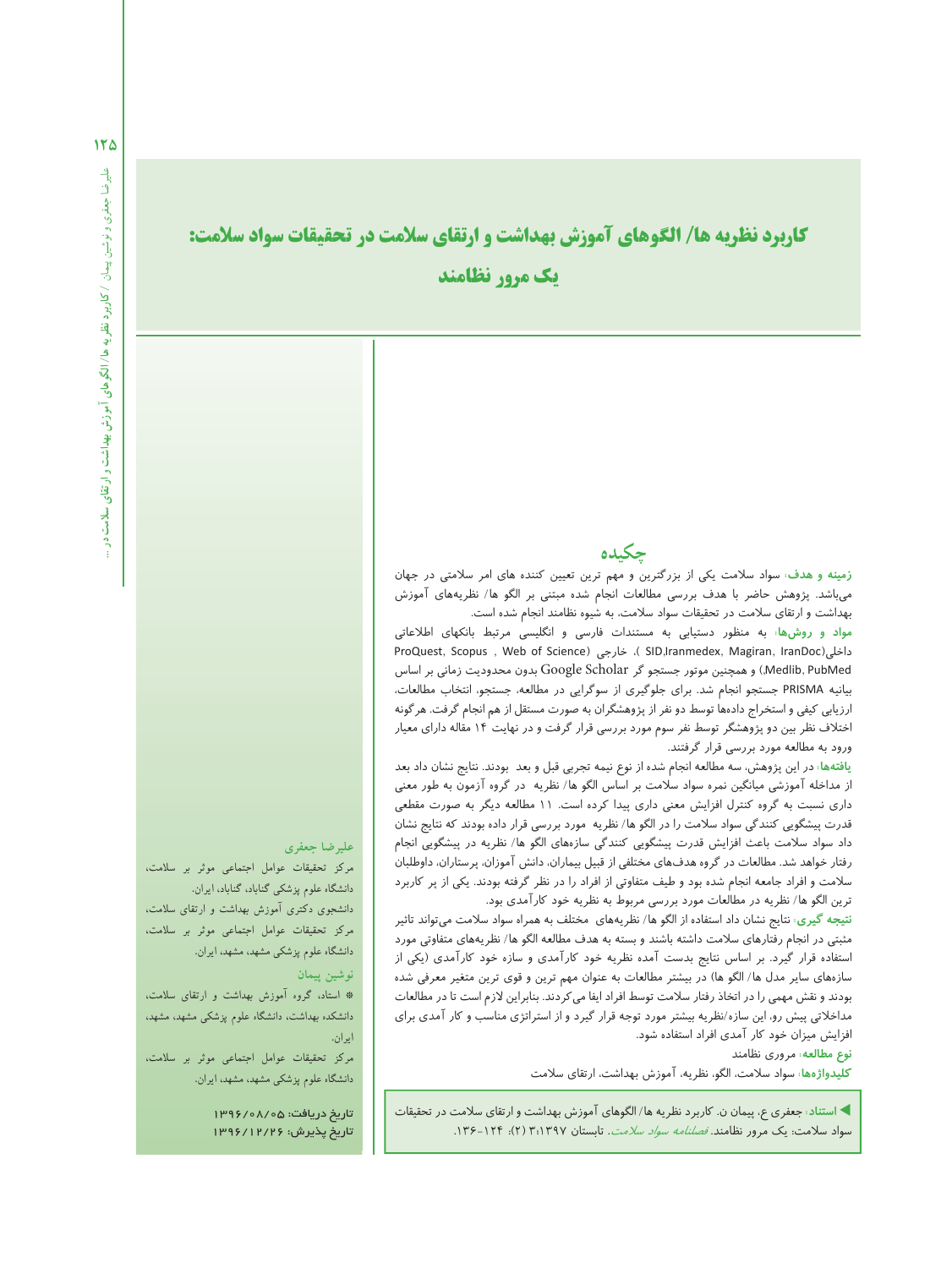# کاربرد نظریه ها/ الگوهای آموزش بهداشت و ارتقای سلامت در تحقیقات سواد سلامت: یک مرور نظامند

## چکیده

**زمینه و هدف:** سواد سلامت یکی از بزرگترین و مهم ترین تعیین کننده های امر سلامتی در جهان می‌باشد. پژوهش حاضر با هدف بررسی مطالعات انجام شده مبتنی بر الگو ها/ نظریه‌های آموزش بهداشت و ارتقای سلامت در تحقیقات سواد سلامت، به شیوه نظامند انجام شده است.

**مواد و روش‌ها:** به منظور دستیابی به مستندات فارسی و انگلیسی مرتبط بانکهای اطلاعاتی داخلی( SID,Iranmedex, Magiran, IranDoc)، خارجی (ProQuest, Scopus , Web of Science Medlib, PubMed) و همچنین موتور جستجو گر Google Scholar بدون محدودیت زمانی بر اساس بیانیه PRISMA جستجو انجام شد. برای جلوگیری از سوگرایی در مطالعه، جستجو، انتخاب مطالعات، ارزیابی کیفی و استخراج داده‌ها توسط دو نفر از پژوهشگران به صورت مستقل از هم انجام گرفت. هرگونه اختلاف نظر بین دو پژوهشگر توسط نفر سوم مورد بررسی قرار گرفت و در نهایت ۱۴ مقاله دارای معیار ورود به مطالعه مورد بررسی قرار گرفتند.

**یافته‌ها:** در این پژوهش، سه مطالعه انجام شده از نوع نیمه تجربی قبل و بعد بودند. نتایج نشان داد بعد از مداخله آموزشی میانگین نمره سواد سلامت بر اساس الگو ها/ نظریه در گروه آزمون به طور معنی داری نسبت به گروه کنترل افزایش معنی داری پیدا کرده است. ۱۱ مطالعه دیگر به صورت مقطعی قدرت پیشگویی کنندگی سواد سلامت را در الگو ها/ نظریه مورد بررسی قرار داده بودند که نتایج نشان داد سواد سلامت باعث افزایش قدرت پیشگویی کنندگی سازه‌های الگو ها/ نظریه در پیشگویی انجام رفتار خواهد شد. مطالعات در گروه هدف‌های مختلفی از قبیل بیماران، دانش آموزان، پرستاران، داوطلبان سلامت و افراد جامعه انجام شده بود و طیف متفاوتی از افراد را در نظر گرفته بودند. یکی از پر کاربرد ترین الگو ها/ نظریه در مطالعات مورد بررسی مربوط به نظریه خود کارآمدی بود.

**نتیجه گیری:** نتایج نشان داد استفاده از الگو ها/ نظریه‌های مختلف به همراه سواد سلامت می‌تواند تاثیر مثبتی در انجام رفتارهای سلامت داشته باشند و بسته به هدف مطالعه الگو ها/ نظریه‌های متفاوتی مورد استفاده قرار گیرد. بر اساس نتایج بدست آمده نظریه خود کارآمدی و سازه خود کارآمدی (یکی از سازه‌های سایر مدل ها/ الگو ها) در بیشتر مطالعات به عنوان مهم ترین و قوی ترین متغیر معرفی شده بودند و نقش مهمی را در اتخاذ رفتار سلامت توسط افراد ایفا می‌کردند. بنابراین لازم است تا در مطالعات مداخلاتی پیش رو، این سازه/نظریه بیشتر مورد توجه قرار گیرد و از استراتژی مناسب و کار آمدی برای افزایش میزان خود کار آمدی افراد استفاده شود.

**نوع مطالعه:** مروری نظامند

**کلیدواژه‌ها:** سواد سلامت، الگو، نظریه، آموزش بهداشت، ارتقای سلامت

◀ **استناد:** جعفری ع، پیمان ن. کاربرد نظریه ها/ الگوهای آموزش بهداشت و ارتقای سلامت در تحقیقات سواد سلامت: یک مرور نظامند. *فصلنامه سواد سلامت*. تابستان ۱۳۹۷؛۳ (۲): ۱۲۴-۱۳۶.

**علیرضا جعفری**

مرکز تحقیقات عوامل اجتماعی موثر بر سلامت، دانشگاه علوم پزشکی گناباد، گناباد، ایران.

دانشجوی دکتری آموزش بهداشت و ارتقای سلامت، مرکز تحقیقات عوامل اجتماعی موثر بر سلامت، دانشگاه علوم پزشکی مشهد، مشهد، ایران.

**نوشین پیمان**

\* استاد، گروه آموزش بهداشت و ارتقای سلامت، دانشکده بهداشت، دانشگاه علوم پزشکی مشهد، مشهد، ایران.

مرکز تحقیقات عوامل اجتماعی موثر بر سلامت، دانشگاه علوم پزشکی مشهد، مشهد، ایران.

**تاریخ دریافت: ۱۳۹۶/۰۸/۰۵**

**تاریخ پذیرش: ۱۳۹۶/۱۲/۲۶**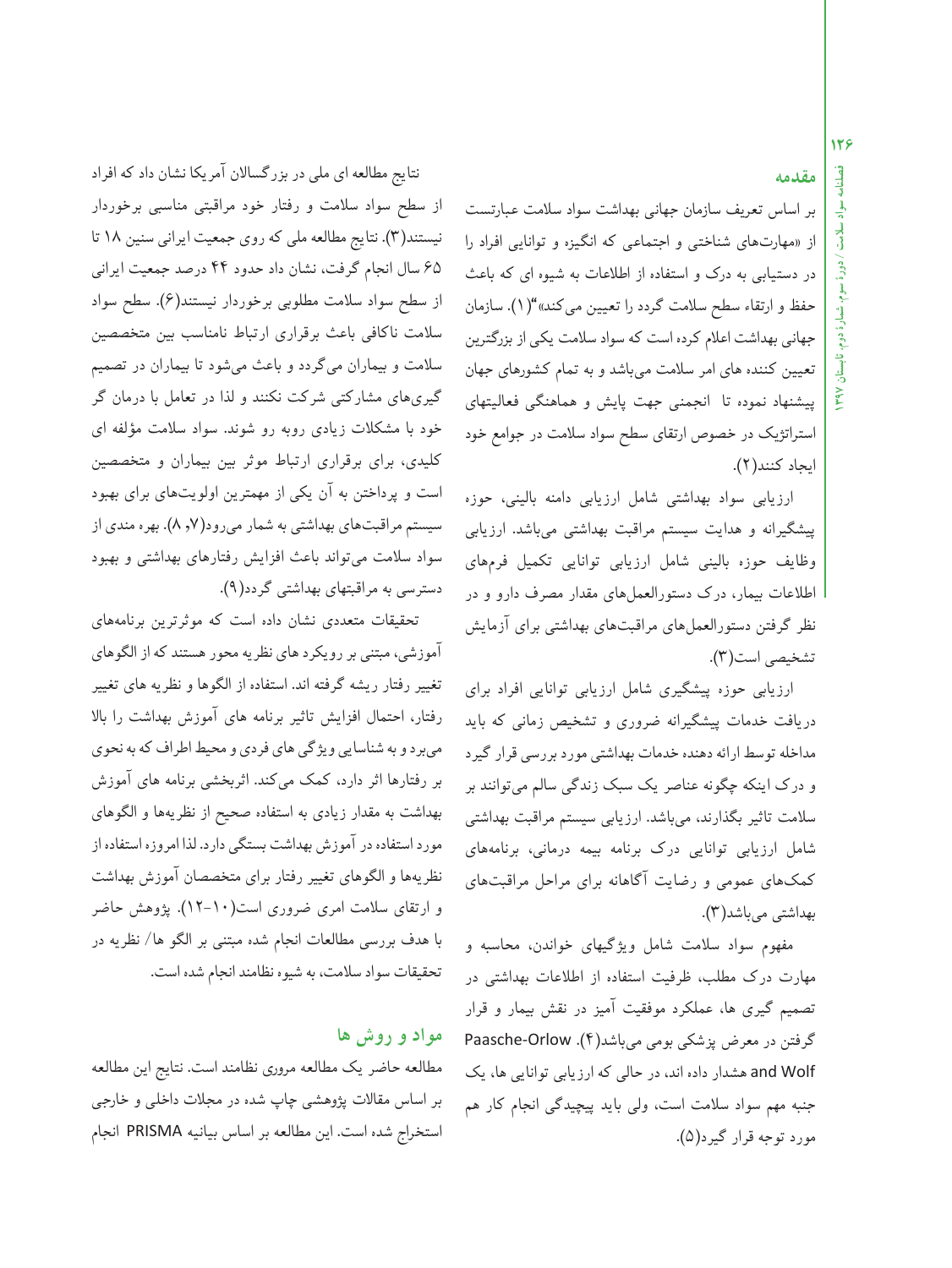## مقدمه

بر اساس تعریف سازمان جهانی بهداشت سواد سلامت عبارتست از «مهارت‌های شناختی و اجتماعی که انگیزه و توانایی افراد را در دستیابی به درک و استفاده از اطلاعات به شیوه ای که باعث حفظ و ارتقاء سطح سلامت گردد را تعیین می کند»"(۱). سازمان جهانی بهداشت اعلام کرده است که سواد سلامت یکی از بزرگترین تعیین کننده های امر سلامت می‌باشد و به تمام کشورهای جهان پیشنهاد نموده تا انجمنی جهت پایش و هماهنگی فعالیتهای استراتژیک در خصوص ارتقای سطح سواد سلامت در جوامع خود ایجاد کنند(۲).

ارزیابی سواد بهداشتی شامل ارزیابی دامنه بالینی، حوزه پیشگیرانه و هدایت سیستم مراقبت بهداشتی می‌باشد. ارزیابی وظایف حوزه بالینی شامل ارزیابی توانایی تکمیل فرم‌های اطلاعات بیمار، درک دستورالعمل‌های مقدار مصرف دارو و در نظر گرفتن دستورالعمل‌های مراقبت‌های بهداشتی برای آزمایش تشخیصی است(۳).

ارزیابی حوزه پیشگیری شامل ارزیابی توانایی افراد برای دریافت خدمات پیشگیرانه ضروری و تشخیص زمانی که باید مداخله توسط ارائه دهنده خدمات بهداشتی مورد بررسی قرار گیرد و درک اینکه چگونه عناصر یک سبک زندگی سالم می‌توانند بر سلامت تاثیر بگذارند، می‌باشد. ارزیابی سیستم مراقبت بهداشتی شامل ارزیابی توانایی درک برنامه بیمه درمانی، برنامه‌های کمک‌های عمومی و رضایت آگاهانه برای مراحل مراقبت‌های بهداشتی می‌باشد(۳).

مفهوم سواد سلامت شامل ویژگیهای خواندن، محاسبه و مهارت درک مطلب، ظرفیت استفاده از اطلاعات بهداشتی در تصمیم گیری ها، عملکرد موفقیت آمیز در نقش بیمار و قرار گرفتن در معرض پزشکی بومی می‌باشد(۴). Paasche-Orlow and Wolf هشدار داده اند، در حالی که ارزیابی توانایی ها، یک جنبه مهم سواد سلامت است، ولی باید پیچیدگی انجام کار هم مورد توجه قرار گیرد(۵).

نتایج مطالعه ای ملی در بزرگسالان آمریکا نشان داد که افراد از سطح سواد سلامت و رفتار خود مراقبتی مناسبی برخوردار نیستند(۳). نتایج مطالعه ملی که روی جمعیت ایرانی سنین ۱۸ تا ۶۵ سال انجام گرفت، نشان داد حدود ۴۴ درصد جمعیت ایرانی از سطح سواد سلامت مطلوبی برخوردار نیستند(۶). سطح سواد سلامت ناکافی باعث برقراری ارتباط نامناسب بین متخصصین سلامت و بیماران می‌گردد و باعث می‌شود تا بیماران در تصمیم گیری‌های مشارکتی شرکت نکنند و لذا در تعامل با درمان گر خود با مشکلات زیادی روبه رو شوند. سواد سلامت مؤلفه ای کلیدی، برای برقراری ارتباط موثر بین بیماران و متخصصین است و پرداختن به آن یکی از مهمترین اولویت‌های برای بهبود سیستم مراقبت‌های بهداشتی به شمار می‌رود(۷, ۸). بهره مندی از سواد سلامت می‌تواند باعث افزایش رفتارهای بهداشتی و بهبود دسترسی به مراقبتهای بهداشتی گردد(۹).

تحقیقات متعددی نشان داده است که موثرترین برنامه‌های آموزشی، مبتنی بر رویکرد های نظریه محور هستند که از الگوهای تغییر رفتار ریشه گرفته اند. استفاده از الگوها و نظریه های تغییر رفتار، احتمال افزایش تاثیر برنامه های آموزش بهداشت را بالا می‌برد و به شناسایی ویژگی های فردی و محیط اطراف که به نحوی بر رفتارها اثر دارد، کمک می‌کند. اثربخشی برنامه های آموزش بهداشت به مقدار زیادی به استفاده صحیح از نظریه‌ها و الگوهای مورد استفاده در آموزش بهداشت بستگی دارد. لذا امروزه استفاده از نظریه‌ها و الگوهای تغییر رفتار برای متخصصان آموزش بهداشت و ارتقای سلامت امری ضروری است(۱۰-۱۲). پژوهش حاضر با هدف بررسی مطالعات انجام شده مبتنی بر الگو/ نظریه در تحقیقات سواد سلامت، به شیوه نظامند انجام شده است.

## مواد و روش ها

مطالعه حاضر یک مطالعه مروری نظامند است. نتایج این مطالعه بر اساس مقالات پژوهشی چاپ شده در مجلات داخلی و خارجی استخراج شده است. این مطالعه بر اساس بیانیه PRISMA انجام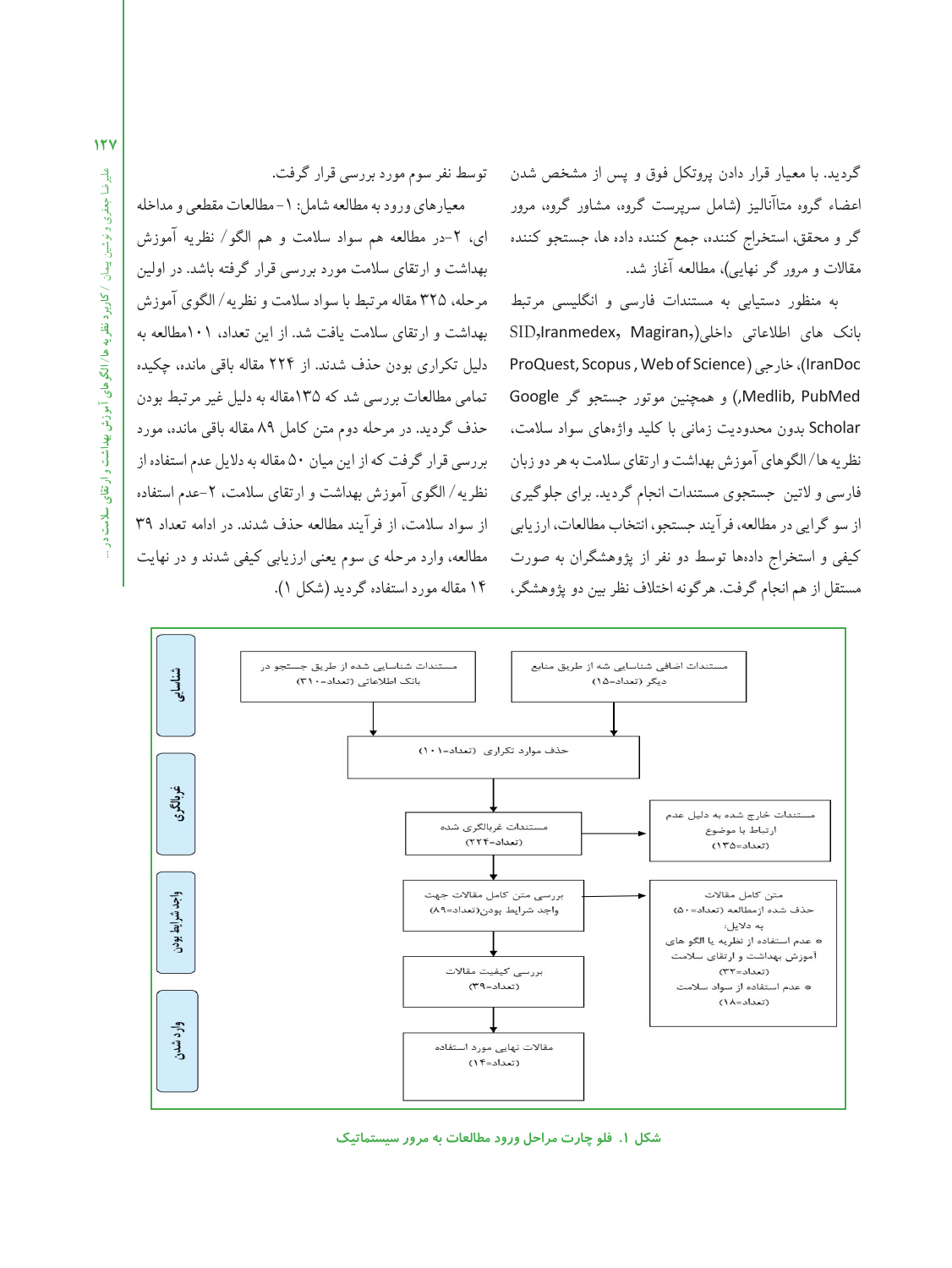گردید. با معیار قرار دادن پروتکل فوق و پس از مشخص شدن اعضاء گروه متاآنالیز (شامل سرپرست گروه، مشاور گروه، مرور گر و محقق، استخراج کننده، جمع کننده داده ها، جستجو کننده مقالات و مرور گر نهایی)، مطالعه آغاز شد.

به منظور دستیابی به مستندات فارسی و انگلیسی مرتبط بانک های اطلاعاتی داخلی(SID,Iranmedex, Magiran, IranDoc)، خارجی (ProQuest, Scopus , Web of Science, Medlib, PubMed) و همچنین موتور جستجو گر Google Scholar بدون محدودیت زمانی با کلید واژه‌های سواد سلامت، نظریه ها/الگوهای آموزش بهداشت و ارتقای سلامت به هر دو زبان فارسی و لاتین جستجوی مستندات انجام گردید. برای جلوگیری از سو گرایی در مطالعه، فرآیند جستجو، انتخاب مطالعات، ارزیابی کیفی و استخراج داده‌ها توسط دو نفر از پژوهشگران به صورت مستقل از هم انجام گرفت. هرگونه اختلاف نظر بین دو پژوهشگر، توسط نفر سوم مورد بررسی قرار گرفت.

معیارهای ورود به مطالعه شامل: ۱-مطالعات مقطعی و مداخله ای، ۲-در مطالعه هم سواد سلامت و هم الگو/ نظریه آموزش بهداشت و ارتقای سلامت مورد بررسی قرار گرفته باشد. در اولین مرحله، ۳۲۵ مقاله مرتبط با سواد سلامت و نظریه/الگوی آموزش بهداشت و ارتقای سلامت یافت شد. از این تعداد، ۱۰۱مطالعه به دلیل تکراری بودن حذف شدند. از ۲۲۴ مقاله باقی مانده، چکیده تمامی مطالعات بررسی شد که ۱۳۵مقاله به دلیل غیر مرتبط بودن حذف گردید. در مرحله دوم متن کامل ۸۹ مقاله باقی مانده، مورد بررسی قرار گرفت که از این میان ۵۰ مقاله به دلایل عدم استفاده از نظریه/الگوی آموزش بهداشت و ارتقای سلامت، ۲-عدم استفاده از سواد سلامت، از فرآیند مطالعه حذف شدند. در ادامه تعداد ۳۹ مطالعه، وارد مرحله ی سوم یعنی ارزیابی کیفی شدند و در نهایت ۱۴ مقاله مورد استفاده گردید (شکل ۱).

**شناسایی**
- مستندات شناسایی شده از طریق جستجو در بانک اطلاعاتی (تعداد=۳۱۰)
- مستندات اضافی شناسایی شده از طریق منابع دیگر (تعداد=۱۵)
- حذف موارد تکراری (تعداد=۱۰۱)

**غربالگری**
- مستندات غربالگری شده (تعداد=۲۲۴)
- مستندات خارج شده به دلیل عدم ارتباط با موضوع (تعداد=۱۳۵)

**واجد شرایط بودن**
- بررسی متن کامل مقالات جهت واجد شرایط بودن(تعداد=۸۹)
- متن کامل مقالات حذف شده ازمطالعه (تعداد=۵۰) به دلایل:
  - عدم استفاده از نظریه یا الگو های آموزش بهداشت و ارتقای سلامت (تعداد=۳۲)
  - عدم استفاده از سواد سلامت (تعداد=۱۸)
- بررسی کیفیت مقالات (تعداد=۳۹)

**وارد شدن**
- مقالات نهایی مورد استفاده (تعداد=۱۴)

**شکل ۱. فلو چارت مراحل ورود مطالعات به مرور سیستماتیک**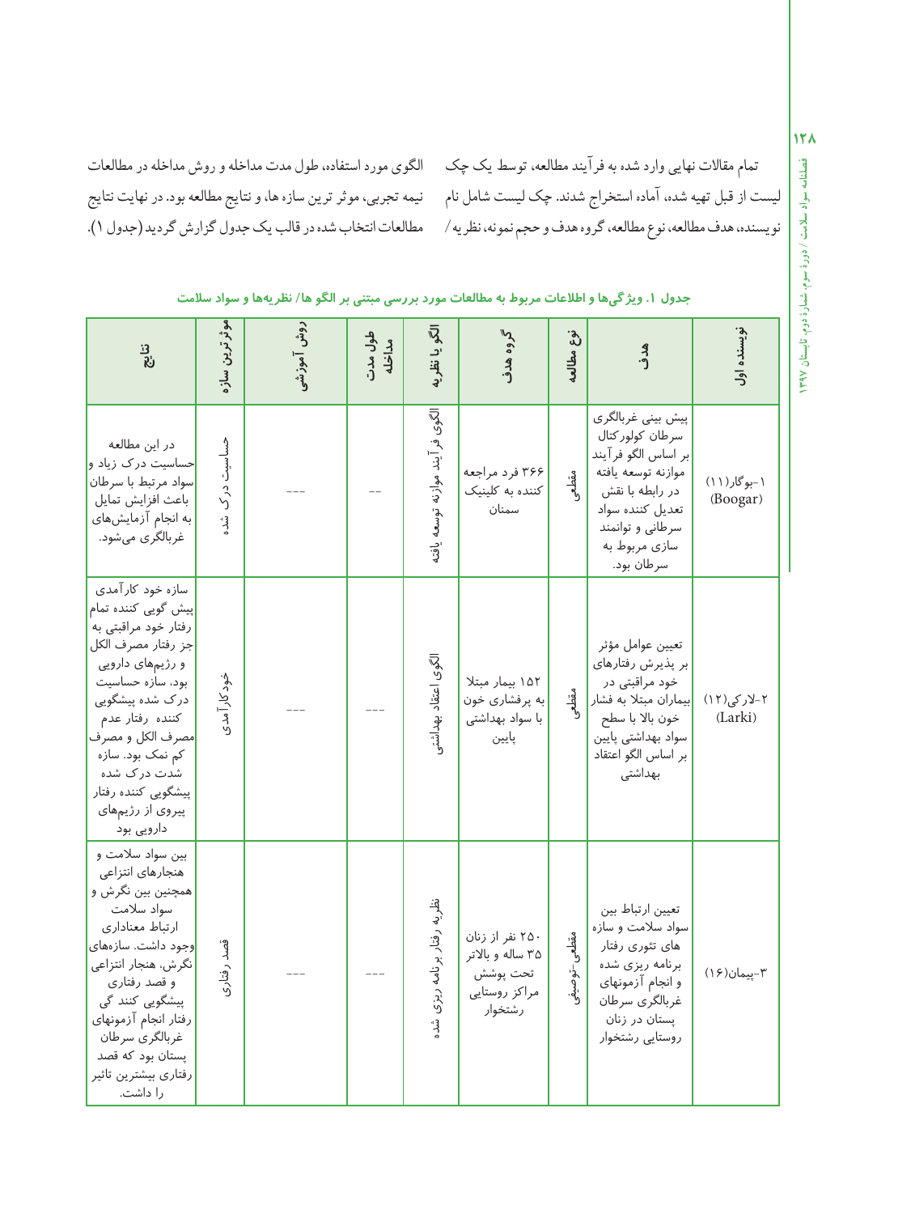تمام مقالات نهایی وارد شده به فرآیند مطالعه، توسط یک چک لیست از قبل تهیه شده، آماده استخراج شدند. چک لیست شامل نام نویسنده، هدف مطالعه، نوع مطالعه، گروه هدف و حجم نمونه، نظریه / الگوی مورد استفاده، طول مدت مداخله و روش مداخله در مطالعات نیمه تجربی، موثر ترین سازه ها، و نتایج مطالعه بود. در نهایت نتایج مطالعات انتخاب شده در قالب یک جدول گزارش گردید (جدول ۱).

**جدول ۱. ویژگی‌ها و اطلاعات مربوط به مطالعات مورد بررسی مبتنی بر الگو ها/ نظریه‌ها و سواد سلامت**

| نویسنده اول | هدف | نوع مطالعه | گروه هدف | الگو یا نظریه | طول مدت مداخله | روش آموزشی | موثرترین سازه | نتایج |
|---|---|---|---|---|---|---|---|---|
| ۱-بوگار(۱۱) (Boogar) | پیش بینی غربالگری سرطان کولورکتال بر اساس الگو فرآیند موازنه توسعه یافته در رابطه با نقش تعدیل کننده سواد سرطانی و توانمند سازی مربوط به سرطان بود. | مقطعی | ۳۶۶ فرد مراجعه کننده به کلینیک سمنان | الگوی فرآیند موازنه توسعه یافته | -- | --- | حساسیت درک شده | در این مطالعه حساسیت درک زیاد و سواد مرتبط با سرطان باعث افزایش تمایل به انجام آزمایش‌های غربالگری می‌شود. |
| ۲-لارکی(۱۲) (Larki) | تعیین عوامل مؤثر بر پذیرش رفتارهای خود مراقبتی در بیماران مبتلا به فشار خون بالا با سطح سواد بهداشتی پایین بر اساس الگو اعتقاد بهداشتی | مقطعی | ۱۵۲ بیمار مبتلا به پرفشاری خون با سواد بهداشتی پایین | الگوی اعتقاد بهداشتی | --- | --- | خودکارآمدی | سازه خود کارآمدی پیش گوئی کننده تمام رفتار خود مراقبتی به جز رفتار مصرف الکل و رژیم‌های دارویی بود، سازه حساسیت درک شده پیشگویی کننده رفتار عدم مصرف الکل و مصرف کم نمک بود. سازه شدت درک شده پیشگویی کننده رفتار پیروی از رژیمهای دارویی بود |
| ۳-پیمان(۱۶) | تعیین ارتباط بین سواد سلامت و سازه های تئوری رفتار برنامه ریزی شده و انجام آزمونهای غربالگری سرطان پستان در زنان روستایی رشتخوار | مقطعی-توصیفی | ۲۵۰ نفر از زنان ۳۵ ساله و بالاتر تحت پوشش مراکز روستایی رشتخوار | نظریه رفتار برنامه ریزی شده | --- | --- | قصد رفتاری | بین سواد سلامت و هنجارهای انتزاعی همچنین بین نگرش و سواد سلامت ارتباط معناداری وجود داشت. سازه‌های نگرش، هنجار انتزاعی و قصد رفتاری پیشگویی کنند گی رفتار انجام آزمونهای غربالگری سرطان پستان بود که قصد رفتاری بیشترین تاثیر را داشت. |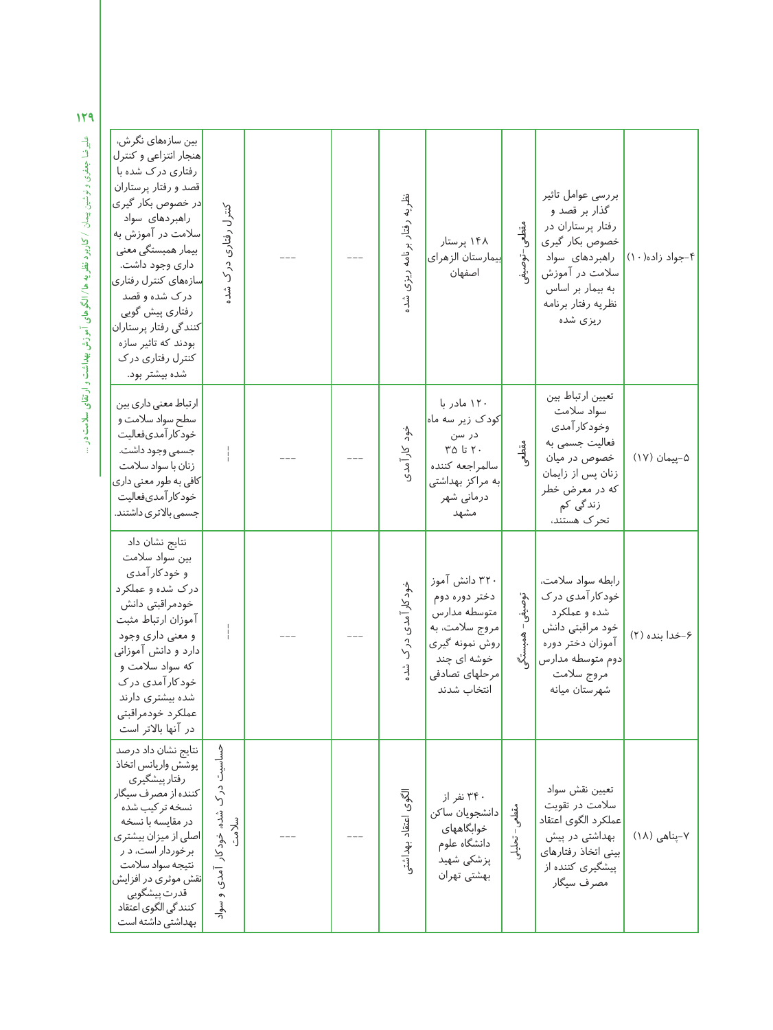| | | | | | | | |
|---|---|---|---|---|---|---|---|
| ۴-جواد زاده(۱۰) | بررسی عوامل تاثیر گذار بر قصد و رفتار پرستاران در خصوص بکار گیری راهبردهای سواد سلامت در آموزش به بیمار بر اساس نظریه رفتار برنامه ریزی شده | مقطعی-توصیفی | ۱۴۸ پرستار بیمارستان الزهرای اصفهان | نظریه رفتار برنامه ریزی شده | --- | --- | کنترل رفتاری درک شده | بین سازه‌های نگرش، هنجار انتزاعی و کنترل رفتاری درک شده با قصد و رفتار پرستاران در خصوص بکار گیری راهبردهای سواد سلامت در آموزش به بیمار همبستگی معنی داری وجود داشت. سازه‌های کنترل رفتاری درک شده و قصد رفتاری پیش گویی کنندگی رفتار پرستاران بودند که تاثیر سازه کنترل رفتاری درک شده بیشتر بود. |
| ۵-پیمان (۱۷) | تعیین ارتباط بین سواد سلامت وخودکارآمدی فعالیت جسمی به خصوص در میان زنان پس از زایمان که در معرض خطر زندگی کم تحرک هستند. | مقطعی | ۱۲۰ مادر با کودک زیر سه ماه در سن ۲۰ تا ۳۵ سالمراجعه کننده به مراکز بهداشتی درمانی شهر مشهد | خود کارآمدی | --- | --- | --- | ارتباط معنی داری بین سطح سواد سلامت و خودکارآمدی‌فعالیت جسمی وجود داشت. زنان با سواد سلامت کافی به طور معنی داری خودکارآمدی‌فعالیت جسمی بالاتری داشتند. |
| ۶-خدا بنده (۲) | رابطه سواد سلامت، خودکارآمدی درک شده و عملکرد خود مراقبتی دانش آموزان دختر دوره دوم متوسطه مدارس مروج سلامت شهرستان میانه | توصیفی- همبستگی | ۳۲۰ دانش آموز دختر دوره دوم متوسطه مدارس مروج سلامت، به روش نمونه گیری خوشه ای چند مرحلهای تصادفی انتخاب شدند | خودکارآمدی درک شده | --- | --- | --- | نتایج نشان داد بین سواد سلامت و خودکارآمدی درک شده و عملکرد خودمراقبتی دانش آموزان ارتباط مثبت و معنی داری وجود دارد و دانش آموزانی که سواد سلامت و خودکارآمدی درک شده بیشتری دارند عملکرد خودمراقبتی در آنها بالاتر است |
| ۷-پناهی (۱۸) | تعیین نقش سواد سلامت در تقویت عملکرد الگوی اعتقاد بهداشتی در پیش بینی اتخاذ رفتارهای پیشگیری کننده از مصرف سیگار | مقطعی- تحلیلی | ۳۴۰ نفر از دانشجویان ساکن خوابگاههای دانشگاه علوم پزشکی شهید بهشتی تهران | الگوی اعتقاد بهداشتی | --- | --- | حساسیت درک شده، خودکار آمدی و سواد سلامت | نتایج نشان داد درصد پوشش واریانس اتخاذ رفتار پیشگیری کننده از مصرف سیگار نسخه ترکیب شده در مقایسه با نسخه اصلی از میزان بیشتری برخوردار است، د ر نتیجه سواد سلامت نقش موثری در افزایش قدرت پیشگویی کنندگی الگوی اعتقاد بهداشتی داشته است |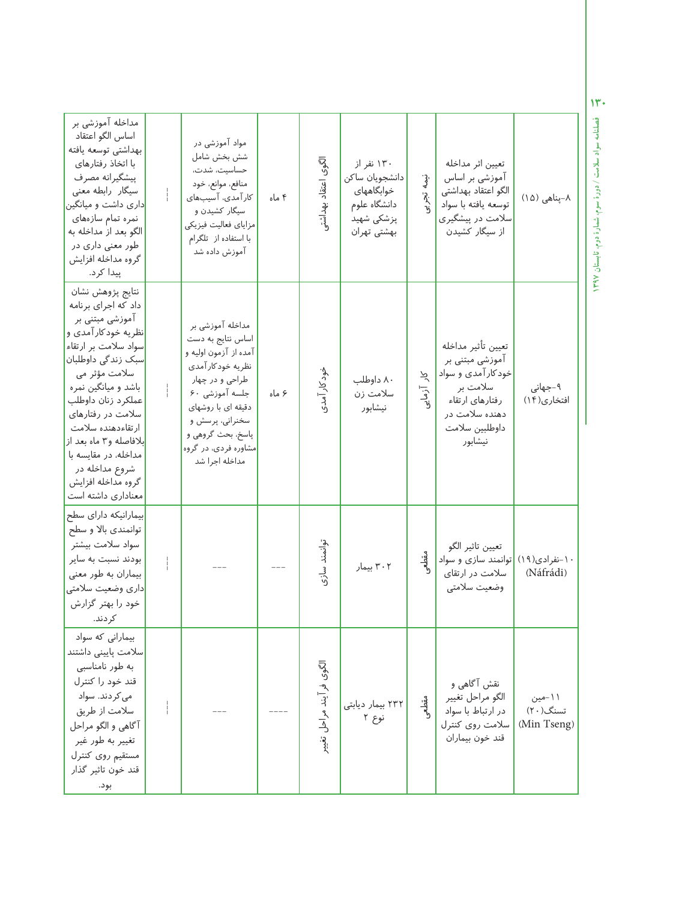| ۸-پناهی (۱۵) | تعیین اثر مداخله آموزشی بر اساس الگو اعتقاد بهداشتی توسعه یافته با سواد سلامت در پیشگیری از سیگار کشیدن | نیمه تجربی | ۱۳۰ نفر از دانشجویان ساکن خوابگاههای دانشگاه علوم پزشکی شهید بهشتی تهران | الگوی اعتقاد بهداشتی | ۴ ماه | مواد آموزشی در شش بخش شامل حساسیت، شدت، منافع، موانع، خود کارآمدی، آسیب‌های سیگار کشیدن و مزایای فعالیت فیزیکی با استفاده از تلگرام آموزش داده شد | --- | مداخله آموزشی بر اساس الگو اعتقاد بهداشتی توسعه یافته با اتخاذ رفتارهای پیشگیرانه مصرف سیگار رابطه معنی داری داشت و میانگین نمره تمام سازه‌های الگو بعد از مداخله به طور معنی داری در گروه مداخله افزایش پیدا کرد. |
|---|---|---|---|---|---|---|---|---|
| ۹-جهانی افتخاری(۱۴) | تعیین تأثیر مداخله آموزشی مبتنی بر خودکارآمدی و سواد سلامت بر رفتارهای ارتقاء دهنده سلامت در داوطلبین سلامت نیشابور | کار آزمایی | ۸۰ داوطلب سلامت زن نیشابور | خودکارآمدی | ۶ ماه | مداخله آموزشی بر اساس نتایج به دست آمده از آزمون اولیه و نظریه خودکارآمدی طراحی و در چهار جلسه آموزشی ۶۰ دقیقه ای با روشهای سخنرانی، پرسش و پاسخ، بحث گروهی و مشاوره فردی، در گروه مداخله اجرا شد | --- | نتایج پژوهش نشان داد که اجرای برنامه آموزشی مبتنی بر نظریه خودکارآمدی و سواد سلامت بر ارتقاء سبک زندگی داوطلبان سلامت مؤثر می باشد و میانگین نمره عملکرد زنان داوطلب سلامت در رفتارهای ارتقاءدهنده سلامت بلافاصله و۳ ماه بعد از مداخله، در مقایسه با شروع مداخله در گروه مداخله افزایش معناداری داشته است |
| ۱۰-نفرادی(۱۹) (Náfrádi) | تعیین تاثیر الگو توانمند سازی و سواد سلامت در ارتقای وضعیت سلامتی | مقطعی | ۳۰۲ بیمار | توانمند سازی | --- | --- | --- | بیمارانیکه دارای سطح توانمندی بالا و سطح سواد سلامت بیشتر بودند نسبت به سایر بیماران به طور معنی داری وضعیت سلامتی خود را بهتر گزارش کردند. |
| ۱۱-مین تسنگ(۲۰) (Min Tseng) | نقش آگاهی و الگو مراحل تغییر در ارتباط با سواد سلامت روی کنترل قند خون بیماران | مقطعی | ۲۳۲ بیمار دیابتی نوع ۲ | الگوی فرآیند مراحل تغییر | ---- | --- | --- | بیمارانی که سواد سلامت پایینی داشتند به طور نامناسبی قند خود را کنترل می‌کردند. سواد سلامت از طریق آگاهی و الگو مراحل تغییر به طور غیر مستقیم روی کنترل قند خون تاثیر گذار بود. |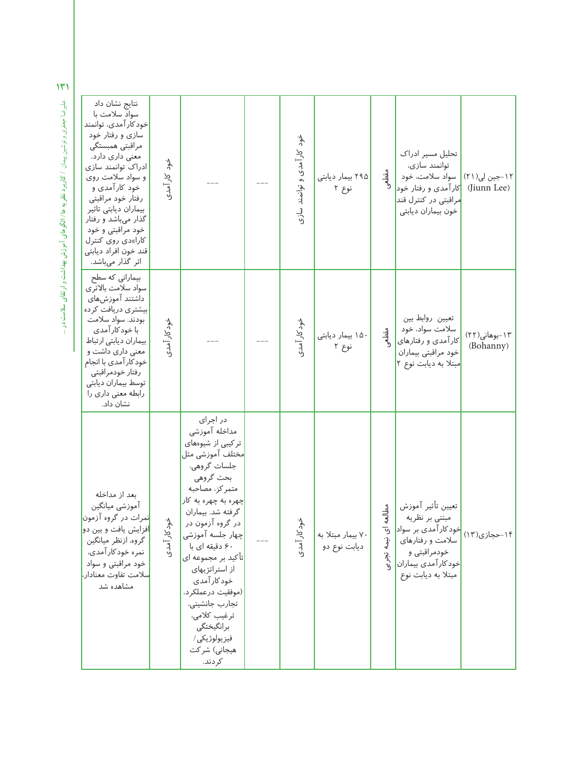| نویسنده | هدف | نوع مطالعه | نمونه | سازه مورد بررسی | | | سازه | نتایج |
|---|---|---|---|---|---|---|---|---|
| ۱۲-جین لی(۲۱) (Jiunn Lee) | تحلیل مسیر ادراک توانمند سازی، سواد سلامت، خود کارآمدی و رفتار خود مراقبتی در کنترل قند خون بیماران دیابتی | مقطعی | ۲۹۵ بیمار دیابتی نوع ۲ | خود کارآمدی و توانمند سازی | --- | --- | خود کارآمدی | نتایج نشان داد سواد سلامت با خودکارآمدی، توانمند سازی و رفتار خود مراقبتی همبستگی معنی داری دارد. ادراک توانمند سازی و سواد سلامت روی خود کارآمدی و رفتار خود مراقبتی بیماران دیابتی تاثیر گذار می‌باشد و رفتار خود مراقبتی و خود کارا»دی روی کنترل قند خون افراد دیابتی اثر گذار می‌باشد. |
| ۱۳-بوهانی(۲۲) (Bohanny) | تعیین روابط بین سلامت سواد، خود کارآمدی و رفتارهای خود مراقبتی بیماران مبتلا به دیابت نوع ۲ | مقطعی | ۱۵۰ بیمار دیابتی نوع ۲ | خودکارآمدی | --- | --- | خودکارآمدی | بیمارانی که سطح سواد سلامت بالاتری داشتند آموزش‌های بیشتری دریافت کرده بودند. سواد سلامت با خودکارآمدی بیماران دیابتی ارتباط معنی داری داشت و خودکارآمدی با انجام رفتار خودمراقبتی توسط بیماران دیابتی رابطه معنی داری را نشان داد. |
| ۱۴-حجازی(۱۳) | تعیین تأثیر آموزش مبتنی بر نظریه خودکارآمدی بر سواد سلامت و رفتارهای خودمراقبتی و خودکارآمدی بیماران مبتلا به دیابت نوع | مطالعه ای نیمه تجربی | ۷۰ بیمار مبتلا به دیابت نوع دو | خودکارآمدی | --- | در اجرای مداخله آموزشی ترکیبی از شیوه‌های مختلف آموزشی مثل جلسات گروهی، بحث گروهی متمرکز، مصاحبه چهره به چهره به کار گرفته شد. بیماران در گروه آزمون در چهار جلسه آموزشی ۶۰ دقیقه ای با تأکید بر مجموعه ای از استراتژیهای خودکارآمدی (موفقیت درعملکرد، تجارب جانشینی، ترغیب کلامی، برانگیختگی فیزیولوژیکی/ هیجانی) شرکت کردند. | خودکارآمدی | بعد از مداخله آموزشی میانگین نمرات در گروه آزمون افزایش یافت و بین دو گروه، ازنظر میانگین نمره خودکارآمدی، خود مراقبتی و سواد سلامت تفاوت معنادار، مشاهده شد |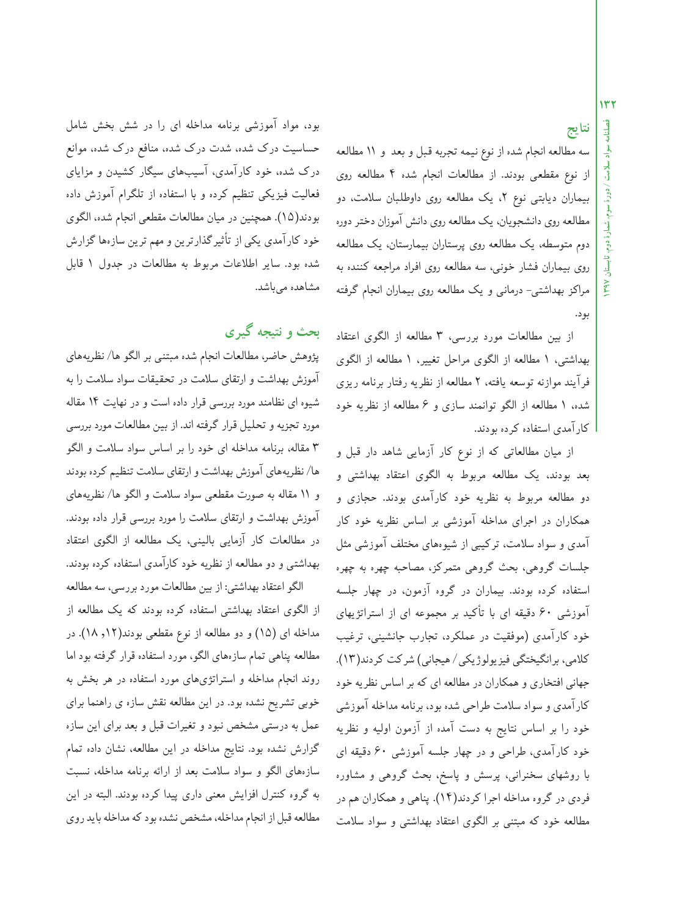## نتایج

سه مطالعه انجام شده از نوع نیمه تجربه قبل و بعد و ۱۱ مطالعه از نوع مقطعی بودند. از مطالعات انجام شده ۴ مطالعه روی بیماران دیابتی نوع ۲، یک مطالعه روی داوطلبان سلامت، دو مطالعه روی دانشجویان، یک مطالعه روی دانش آموزان دختر دوره دوم متوسطه، یک مطالعه روی پرستاران بیمارستان، یک مطالعه روی بیماران فشار خونی، سه مطالعه روی افراد مراجعه کننده به مراکز بهداشتی- درمانی و یک مطالعه روی بیماران انجام گرفته بود.

از بین مطالعات مورد بررسی، ۳ مطالعه از الگوی اعتقاد بهداشتی، ۱ مطالعه از الگوی مراحل تغییر، ۱ مطالعه از الگوی فرآیند موازنه توسعه یافته، ۲ مطالعه از نظریه رفتار برنامه ریزی شده، ۱ مطالعه از الگو توانمند سازی و ۶ مطالعه از نظریه خود کارآمدی استفاده کرده بودند.

از میان مطالعاتی که از نوع کار آزمایی شاهد دار قبل و بعد بودند، یک مطالعه مربوط به الگوی اعتقاد بهداشتی و دو مطالعه مربوط به نظریه خود کارآمدی بودند. حجازی و همکاران در اجرای مداخله آموزشی بر اساس نظریه خود کار آمدی و سواد سلامت، ترکیبی از شیوه‌های مختلف آموزشی مثل جلسات گروهی، بحث گروهی متمرکز، مصاحبه چهره به چهره استفاده کرده بودند. بیماران در گروه آزمون، در چهار جلسه آموزشی ۶۰ دقیقه ای با تأکید بر مجموعه ای از استراتژیهای خود کارآمدی (موفقیت در عملکرد، تجارب جانشینی، ترغیب کلامی، برانگیختگی فیزیولوژیکی/ هیجانی) شرکت کردند(۱۳). جهانی افتخاری و همکاران در مطالعه ای که بر اساس نظریه خود کارآمدی و سواد سلامت طراحی شده بود، برنامه مداخله آموزشی خود را بر اساس نتایج به دست آمده از آزمون اولیه و نظریه خود کارآمدی، طراحی و در چهار جلسه آموزشی ۶۰ دقیقه ای با روشهای سخنرانی، پرسش و پاسخ، بحث گروهی و مشاوره فردی در گروه مداخله اجرا کردند(۱۴). پناهی و همکاران هم در مطالعه خود که مبتنی بر الگوی اعتقاد بهداشتی و سواد سلامت بود، مواد آموزشی برنامه مداخله ای را در شش بخش شامل حساسیت درک شده، شدت درک شده، منافع درک شده، موانع درک شده، خود کارآمدی، آسیب‌های سیگار کشیدن و مزایای فعالیت فیزیکی تنظیم کرده و با استفاده از تلگرام آموزش داده بودند(۱۵). همچنین در میان مطالعات مقطعی انجام شده، الگوی خود کارآمدی یکی از تأثیرگذارترین و مهم ترین سازه‌ها گزارش شده بود. سایر اطلاعات مربوط به مطالعات در جدول ۱ قابل مشاهده می‌باشد.

## بحث و نتیجه گیری

پژوهش حاضر، مطالعات انجام شده مبتنی بر الگو ها/ نظریه‌های آموزش بهداشت و ارتقای سلامت در تحقیقات سواد سلامت را به شیوه ای نظامند مورد بررسی قرار داده است و در نهایت ۱۴ مقاله مورد تجزیه و تحلیل قرار گرفته اند. از بین مطالعات مورد بررسی ۳ مقاله، برنامه مداخله ای خود را بر اساس سواد سلامت و الگو ها/ نظریه‌های آموزش بهداشت و ارتقای سلامت تنظیم کرده بودند و ۱۱ مقاله به صورت مقطعی سواد سلامت و الگو ها/ نظریه‌های آموزش بهداشت و ارتقای سلامت را مورد بررسی قرار داده بودند. در مطالعات کار آزمایی بالینی، یک مطالعه از الگوی اعتقاد بهداشتی و دو مطالعه از نظریه خود کارآمدی استفاده کرده بودند.

الگو اعتقاد بهداشتی: از بین مطالعات مورد بررسی، سه مطالعه از الگوی اعتقاد بهداشتی استفاده کرده بودند که یک مطالعه از مداخله ای (۱۵) و دو مطالعه از نوع مقطعی بودند(۱۲، ۱۸). در مطالعه پناهی تمام سازه‌های الگو، مورد استفاده قرار گرفته بود اما روند انجام مداخله و استراتژی‌های مورد استفاده در هر بخش به خوبی تشریح نشده بود. در این مطالعه نقش سازه ی راهنما برای عمل به درستی مشخص نبود و تغیرات قبل و بعد برای این سازه گزارش نشده بود. نتایج مداخله در این مطالعه، نشان داده تمام سازه‌های الگو و سواد سلامت بعد از ارائه برنامه مداخله، نسبت به گروه کنترل افزایش معنی داری پیدا کرده بودند. البته در این مطالعه قبل از انجام مداخله، مشخص نشده بود که مداخله باید روی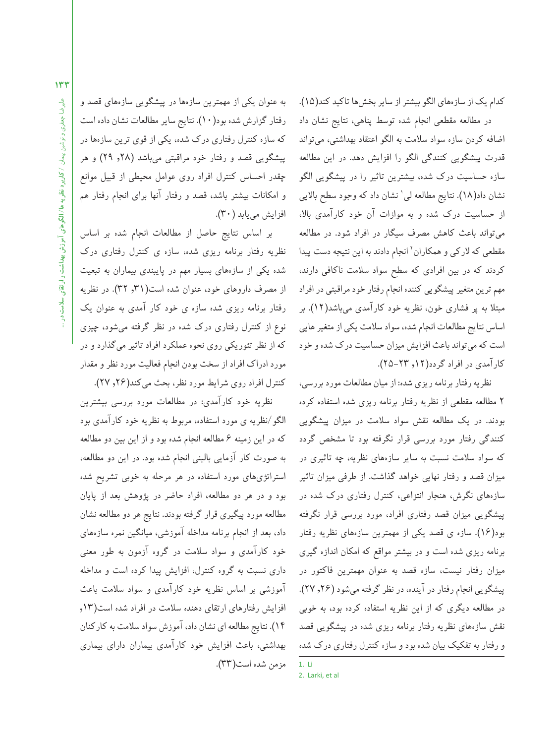کدام یک از سازه‌های الگو بیشتر از سایر بخش‌ها تاکید کند(۱۵).

در مطالعه مقطعی انجام شده توسط پناهی، نتایج نشان داد اضافه کردن سازه سواد سلامت به الگو اعتقاد بهداشتی، می‌تواند قدرت پیشگویی کنندگی الگو را افزایش دهد. در این مطالعه سازه حساسیت درک شده، بیشترین تاثیر را در پیشگویی الگو نشان داد(۱۸). نتایج مطالعه لی[1] نشان داد که وجود سطح بالایی از حساسیت درک شده و به موازات آن خود کارآمدی بالا، می‌تواند باعث کاهش مصرف سیگار در افراد شود. در مطالعه مقطعی که لارکی و همکاران[2] انجام دادند به این نتیجه دست پیدا کردند که در بین افرادی که سطح سواد سلامت ناکافی دارند، مهم ترین متغیر پیشگویی کننده انجام رفتار خود مراقبتی در افراد مبتلا به پر فشاری خون، نظریه خود کارآمدی می‌باشد(۱۲). بر اساس نتایج مطالعات انجام شده، سواد سلامت یکی از متغیر هایی است که می‌تواند باعث افزایش میزان حساسیت درک شده و خود کارآمدی در افراد گردد(۱۲, ۲۳-۲۵).

نظریه رفتار برنامه ریزی شده: از میان مطالعات مورد بررسی، ۲ مطالعه مقطعی از نظریه رفتار برنامه ریزی شده استفاده کرده بودند. در یک مطالعه نقش سواد سلامت در میزان پیشگویی کنندگی رفتار مورد بررسی قرار نگرفته بود تا مشخص گردد که سواد سلامت نسبت به سایر سازه‌های نظریه، چه تاثیری در میزان قصد و رفتار نهایی خواهد گذاشت. از طرفی میزان تاثیر سازه‌های نگرش، هنجار انتزاعی، کنترل رفتاری درک شده در پیشگویی میزان قصد رفتاری افراد، مورد بررسی قرار نگرفته بود(۱۶). سازه ی قصد یکی از مهمترین سازه‌های نظریه رفتار برنامه ریزی شده است و در بیشتر مواقع که امکان اندازه گیری میزان رفتار نیست، سازه قصد به عنوان مهمترین فاکتور در پیشگویی انجام رفتار در آینده، در نظر گرفته می‌شود (۲۶, ۲۷). در مطالعه دیگری که از این نظریه استفاده کرده بود، به خوبی نقش سازه‌های نظریه رفتار برنامه ریزی شده در پیشگویی قصد و رفتار به تفکیک بیان شده بود و سازه کنترل رفتاری درک شده به عنوان یکی از مهمترین سازه‌ها در پیشگویی سازه‌های قصد و رفتار گزارش شده بود(۱۰). نتایج سایر مطالعات نشان داده است که سازه کنترل رفتاری درک شده، یکی از قوی ترین سازه‌ها در پیشگویی قصد و رفتار خود مراقبتی می‌باشد (۲۸, ۲۹) و هر چقدر احساس کنترل افراد روی عوامل محیطی از قبیل موانع و امکانات بیشتر باشد، قصد و رفتار آنها برای انجام رفتار هم افزایش می‌یابد (۳۰).

بر اساس نتایج حاصل از مطالعات انجام شده بر اساس نظریه رفتار برنامه ریزی شده، سازه ی کنترل رفتاری درک شده یکی از سازه‌های بسیار مهم در پایبندی بیماران به تبعیت از مصرف داروهای خود، عنوان شده است(۳۱, ۳۲). در نظریه رفتار برنامه ریزی شده سازه ی خود کار آمدی به عنوان یک نوع از کنترل رفتاری درک شده در نظر گرفته می‌شود، چیزی که از نظر تئوریکی روی نحوه عملکرد افراد تاثیر می‌گذارد و در مورد ادراک افراد از سخت بودن انجام فعالیت مورد نظر و مقدار کنترل افراد روی شرایط مورد نظر، بحث می‌کند(۲۶, ۲۷).

نظریه خود کارآمدی: در مطالعات مورد بررسی بیشترین الگو/نظریه ی مورد استفاده، مربوط به نظریه خود کارآمدی بود که در این زمینه ۶ مطالعه انجام شده بود و از این بین دو مطالعه به صورت کار آزمایی بالینی انجام شده بود. در این دو مطالعه، استراتژی‌های مورد استفاده در هر مرحله به خوبی تشریح شده بود و در هر دو مطالعه، افراد حاضر در پژوهش بعد از پایان مطالعه مورد پیگیری قرار گرفته بودند. نتایج هر دو مطالعه نشان داد، بعد از انجام برنامه مداخله آموزشی، میانگین نمره سازه‌های خود کارآمدی و سواد سلامت در گروه آزمون به طور معنی داری نسبت به گروه کنترل، افزایش پیدا کرده است و مداخله آموزشی بر اساس نظریه خود کارآمدی و سواد سلامت باعث افزایش رفتارهای ارتقای دهنده سلامت در افراد شده است(۱۳, ۱۴). نتایج مطالعه ای نشان داد، آموزش سواد سلامت به کارکنان بهداشتی، باعث افزایش خود کارآمدی بیماران دارای بیماری مزمن شده است(۳۳).

---

1. Li
2. Larki, et al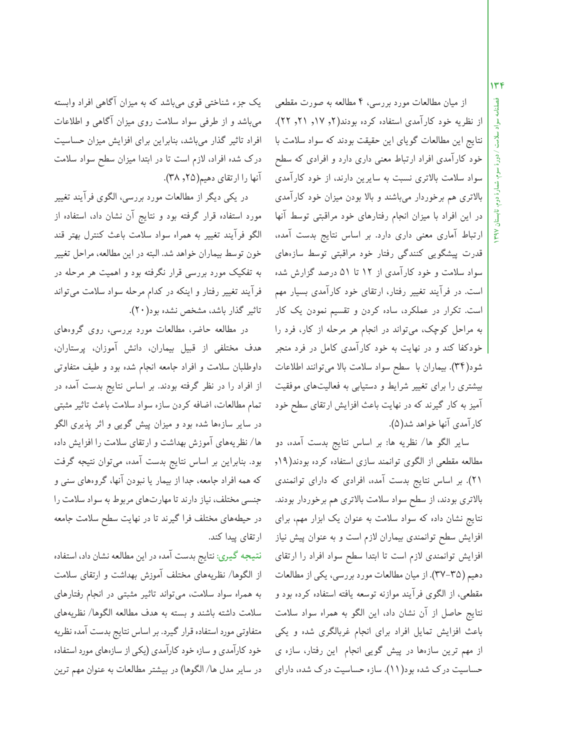از میان مطالعات مورد بررسی، ۴ مطالعه به صورت مقطعی از نظریه خود کارآمدی استفاده کرده بودند(۲, ۱۷, ۲۱, ۲۲). نتایج این مطالعات گویای این حقیقت بودند که سواد سلامت با خود کارآمدی افراد ارتباط معنی داری دارد و افرادی که سطح سواد سلامت بالاتری نسبت به سایرین دارند، از خود کارآمدی بالاتری هم برخوردار می‌باشند و بالا بودن میزان خود کارآمدی در این افراد با میزان انجام رفتارهای خود مراقبتی توسط آنها ارتباط آماری معنی داری دارد. بر اساس نتایج بدست آمده، قدرت پیشگویی کنندگی رفتار خود مراقبتی توسط سازه‌های سواد سلامت و خود کارآمدی از ۱۲ تا ۵۱ درصد گزارش شده است. در فرآیند تغییر رفتار، ارتقای خود کارآمدی بسیار مهم است. تکرار در عملکرد، ساده کردن و تقسیم نمودن یک کار به مراحل کوچک، می‌تواند در انجام هر مرحله از کار، فرد را خودکفا کند و در نهایت به خود کارآمدی کامل در فرد منجر شود(۳۴). بیماران با سطح سواد سلامت بالا می‌توانند اطلاعات بیشتری را برای تغییر شرایط و دستیابی به فعالیت‌های موفقیت آمیز به کار گیرند که در نهایت باعث افزایش ارتقای سطح خود کارآمدی آنها خواهد شد(۵).

سایر الگو ها/ نظریه ها: بر اساس نتایج بدست آمده، دو مطالعه مقطعی از الگوی توانمند سازی استفاده کرده بودند(۱۹, ۲۱). بر اساس نتایج بدست آمده، افرادی که دارای توانمندی بالاتری بودند، از سطح سواد سلامت بالاتری هم برخوردار بودند. نتایج نشان داده که سواد سلامت به عنوان یک ابزار مهم، برای افزایش سطح توانمندی بیماران لازم است و به عنوان پیش نیاز افزایش توانمندی لازم است تا ابتدا سطح سواد افراد را ارتقای دهیم (۳۵-۳۷). از میان مطالعات مورد بررسی، یکی از مطالعات مقطعی، از الگوی فرآیند موازنه توسعه یافته استفاده کرده بود و نتایج حاصل از آن نشان داد، این الگو به همراه سواد سلامت باعث افزایش تمایل افراد برای انجام غربالگری شده و یکی از مهم ترین سازه‌ها در پیش گویی انجام این رفتار، سازه ی حساسیت درک شده بود(۱۱). سازه حساسیت درک شده، دارای یک جزء شناختی قوی می‌باشد که به میزان آگاهی افراد وابسته می‌باشد و از طرفی سواد سلامت روی میزان آگاهی و اطلاعات افراد تاثیر گذار می‌باشد، بنابراین برای افزایش میزان حساسیت درک شده افراد، لازم است تا در ابتدا میزان سطح سواد سلامت آنها را ارتقای دهیم(۲۵, ۳۸).

در یکی دیگر از مطالعات مورد بررسی، الگوی فرآیند تغییر مورد استفاده قرار گرفته بود و نتایج آن نشان داد، استفاده از الگو فرآیند تغییر به همراه سواد سلامت باعث کنترل بهتر قند خون توسط بیماران خواهد شد. البته در این مطالعه، مراحل تغییر به تفکیک مورد بررسی قرار نگرفته بود و اهمیت هر مرحله در فرآیند تغییر رفتار و اینکه در کدام مرحله سواد سلامت می‌تواند تاثیر گذار باشد، مشخص نشده بود(۲۰).

در مطالعه حاضر، مطالعات مورد بررسی، روی گروه‌های هدف مختلفی از قبیل بیماران، دانش آموزان، پرستاران، داوطلبان سلامت و افراد جامعه انجام شده بود و طیف متفاوتی از افراد را در نظر گرفته بودند. بر اساس نتایج بدست آمده در تمام مطالعات، اضافه کردن سازه سواد سلامت باعث تاثیر مثبتی در سایر سازه‌ها شده بود و میزان پیش گویی و اثر پذیری الگو ها/ نظریه‌های آموزش بهداشت و ارتقای سلامت را افزایش داده بود. بنابراین بر اساس نتایج بدست آمده، می‌توان نتیجه گرفت که همه افراد جامعه، جدا از بیمار یا نبودن آنها، گروه‌های سنی و جنسی مختلف، نیاز دارند تا مهارت‌های مربوط به سواد سلامت را در حیطه‌های مختلف فرا گیرند تا در نهایت سطح سلامت جامعه ارتقای پیدا کند.

**نتیجه گیری:** نتایج بدست آمده در این مطالعه نشان داد، استفاده از الگوها/ نظریه‌های مختلف آموزش بهداشت و ارتقای سلامت به همراه سواد سلامت، می‌تواند تاثیر مثبتی در انجام رفتارهای سلامت داشته باشند و بسته به هدف مطالعه الگوها/ نظریه‌های متفاوتی مورد استفاده قرار گیرد. بر اساس نتایج بدست آمده نظریه خود کارآمدی و سازه خود کارآمدی (یکی از سازه‌های مورد استفاده در سایر مدل ها/ الگوها) در بیشتر مطالعات به عنوان مهم ترین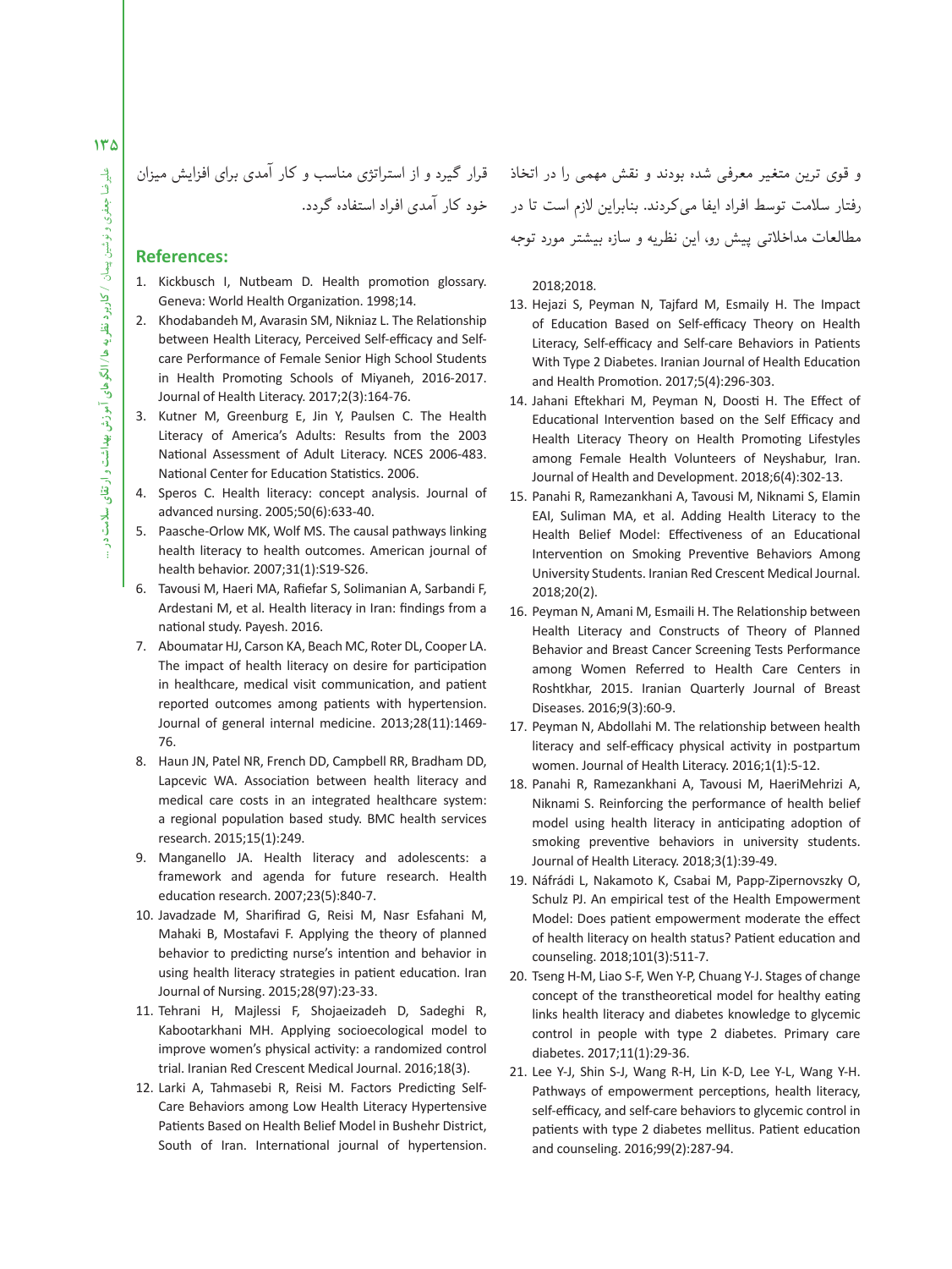و قوی ترین متغیر معرفی شده بودند و نقش مهمی را در اتخاذ رفتار سلامت توسط افراد ایفا می‌کردند. بنابراین لازم است تا در مطالعات مداخلاتی پیش رو، این نظریه و سازه بیشتر مورد توجه قرار گیرد و از استراتژی مناسب و کار آمدی برای افزایش میزان خود کار آمدی افراد استفاده گردد.

## References:

1. Kickbusch I, Nutbeam D. Health promotion glossary. Geneva: World Health Organization. 1998;14.
2. Khodabandeh M, Avarasin SM, Nikniaz L. The Relationship between Health Literacy, Perceived Self-efficacy and Self-care Performance of Female Senior High School Students in Health Promoting Schools of Miyaneh, 2016-2017. Journal of Health Literacy. 2017;2(3):164-76.
3. Kutner M, Greenburg E, Jin Y, Paulsen C. The Health Literacy of America's Adults: Results from the 2003 National Assessment of Adult Literacy. NCES 2006-483. National Center for Education Statistics. 2006.
4. Speros C. Health literacy: concept analysis. Journal of advanced nursing. 2005;50(6):633-40.
5. Paasche-Orlow MK, Wolf MS. The causal pathways linking health literacy to health outcomes. American journal of health behavior. 2007;31(1):S19-S26.
6. Tavousi M, Haeri MA, Rafiefar S, Solimanian A, Sarbandi F, Ardestani M, et al. Health literacy in Iran: findings from a national study. Payesh. 2016.
7. Aboumatar HJ, Carson KA, Beach MC, Roter DL, Cooper LA. The impact of health literacy on desire for participation in healthcare, medical visit communication, and patient reported outcomes among patients with hypertension. Journal of general internal medicine. 2013;28(11):1469-76.
8. Haun JN, Patel NR, French DD, Campbell RR, Bradham DD, Lapcevic WA. Association between health literacy and medical care costs in an integrated healthcare system: a regional population based study. BMC health services research. 2015;15(1):249.
9. Manganello JA. Health literacy and adolescents: a framework and agenda for future research. Health education research. 2007;23(5):840-7.
10. Javadzade M, Sharifirad G, Reisi M, Nasr Esfahani M, Mahaki B, Mostafavi F. Applying the theory of planned behavior to predicting nurse's intention and behavior in using health literacy strategies in patient education. Iran Journal of Nursing. 2015;28(97):23-33.
11. Tehrani H, Majlessi F, Shojaeizadeh D, Sadeghi R, Kabootarkhani MH. Applying socioecological model to improve women's physical activity: a randomized control trial. Iranian Red Crescent Medical Journal. 2016;18(3).
12. Larki A, Tahmasebi R, Reisi M. Factors Predicting Self-Care Behaviors among Low Health Literacy Hypertensive Patients Based on Health Belief Model in Bushehr District, South of Iran. International journal of hypertension. 2018;2018.
13. Hejazi S, Peyman N, Tajfard M, Esmaily H. The Impact of Education Based on Self-efficacy Theory on Health Literacy, Self-efficacy and Self-care Behaviors in Patients With Type 2 Diabetes. Iranian Journal of Health Education and Health Promotion. 2017;5(4):296-303.
14. Jahani Eftekhari M, Peyman N, Doosti H. The Effect of Educational Intervention based on the Self Efficacy and Health Literacy Theory on Health Promoting Lifestyles among Female Health Volunteers of Neyshabur, Iran. Journal of Health and Development. 2018;6(4):302-13.
15. Panahi R, Ramezankhani A, Tavousi M, Niknami S, Elamin EAI, Suliman MA, et al. Adding Health Literacy to the Health Belief Model: Effectiveness of an Educational Intervention on Smoking Preventive Behaviors Among University Students. Iranian Red Crescent Medical Journal. 2018;20(2).
16. Peyman N, Amani M, Esmaili H. The Relationship between Health Literacy and Constructs of Theory of Planned Behavior and Breast Cancer Screening Tests Performance among Women Referred to Health Care Centers in Roshtkhar, 2015. Iranian Quarterly Journal of Breast Diseases. 2016;9(3):60-9.
17. Peyman N, Abdollahi M. The relationship between health literacy and self-efficacy physical activity in postpartum women. Journal of Health Literacy. 2016;1(1):5-12.
18. Panahi R, Ramezankhani A, Tavousi M, HaeriMehrizi A, Niknami S. Reinforcing the performance of health belief model using health literacy in anticipating adoption of smoking preventive behaviors in university students. Journal of Health Literacy. 2018;3(1):39-49.
19. Náfrádi L, Nakamoto K, Csabai M, Papp-Zipernovszky O, Schulz PJ. An empirical test of the Health Empowerment Model: Does patient empowerment moderate the effect of health literacy on health status? Patient education and counseling. 2018;101(3):511-7.
20. Tseng H-M, Liao S-F, Wen Y-P, Chuang Y-J. Stages of change concept of the transtheoretical model for healthy eating links health literacy and diabetes knowledge to glycemic control in people with type 2 diabetes. Primary care diabetes. 2017;11(1):29-36.
21. Lee Y-J, Shin S-J, Wang R-H, Lin K-D, Lee Y-L, Wang Y-H. Pathways of empowerment perceptions, health literacy, self-efficacy, and self-care behaviors to glycemic control in patients with type 2 diabetes mellitus. Patient education and counseling. 2016;99(2):287-94.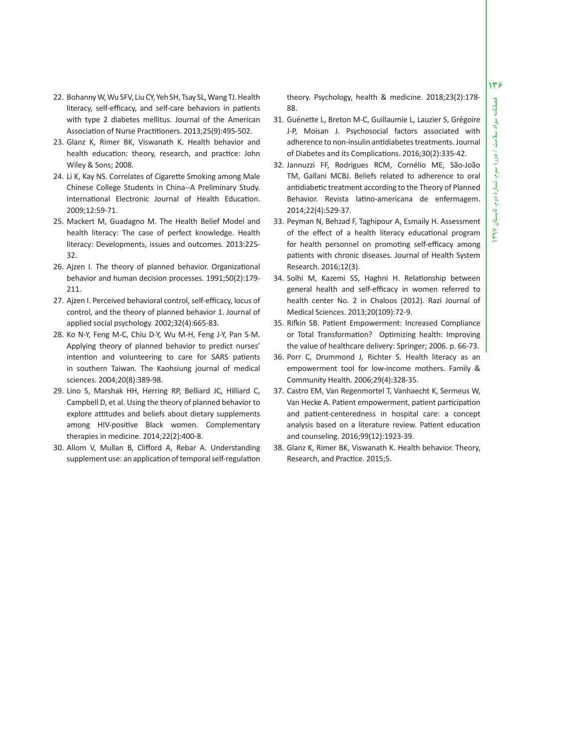22. Bohanny W, Wu SFV, Liu CY, Yeh SH, Tsay SL, Wang TJ. Health literacy, self-efficacy, and self-care behaviors in patients with type 2 diabetes mellitus. Journal of the American Association of Nurse Practitioners. 2013;25(9):495-502.
23. Glanz K, Rimer BK, Viswanath K. Health behavior and health education: theory, research, and practice: John Wiley & Sons; 2008.
24. Li K, Kay NS. Correlates of Cigarette Smoking among Male Chinese College Students in China--A Preliminary Study. International Electronic Journal of Health Education. 2009;12:59-71.
25. Mackert M, Guadagno M. The Health Belief Model and health literacy: The case of perfect knowledge. Health literacy: Developments, issues and outcomes. 2013:225-32.
26. Ajzen I. The theory of planned behavior. Organizational behavior and human decision processes. 1991;50(2):179-211.
27. Ajzen I. Perceived behavioral control, self-efficacy, locus of control, and the theory of planned behavior 1. Journal of applied social psychology. 2002;32(4):665-83.
28. Ko N-Y, Feng M-C, Chiu D-Y, Wu M-H, Feng J-Y, Pan S-M. Applying theory of planned behavior to predict nurses' intention and volunteering to care for SARS patients in southern Taiwan. The Kaohsiung journal of medical sciences. 2004;20(8):389-98.
29. Lino S, Marshak HH, Herring RP, Belliard JC, Hilliard C, Campbell D, et al. Using the theory of planned behavior to explore attitudes and beliefs about dietary supplements among HIV-positive Black women. Complementary therapies in medicine. 2014;22(2):400-8.
30. Allom V, Mullan B, Clifford A, Rebar A. Understanding supplement use: an application of temporal self-regulation theory. Psychology, health & medicine. 2018;23(2):178-88.
31. Guénette L, Breton M-C, Guillaumie L, Lauzier S, Grégoire J-P, Moisan J. Psychosocial factors associated with adherence to non-insulin antidiabetes treatments. Journal of Diabetes and its Complications. 2016;30(2):335-42.
32. Jannuzzi FF, Rodrigues RCM, Cornélio ME, São-João TM, Gallani MCBJ. Beliefs related to adherence to oral antidiabetic treatment according to the Theory of Planned Behavior. Revista latino-americana de enfermagem. 2014;22(4):529-37.
33. Peyman N, Behzad F, Taghipour A, Esmaily H. Assessment of the effect of a health literacy educational program for health personnel on promoting self-efficacy among patients with chronic diseases. Journal of Health System Research. 2016;12(3).
34. Solhi M, Kazemi SS, Haghni H. Relationship between general health and self-efficacy in women referred to health center No. 2 in Chaloos (2012). Razi Journal of Medical Sciences. 2013;20(109):72-9.
35. Rifkin SB. Patient Empowerment: Increased Compliance or Total Transformation? Optimizing health: Improving the value of healthcare delivery: Springer; 2006. p. 66-73.
36. Porr C, Drummond J, Richter S. Health literacy as an empowerment tool for low-income mothers. Family & Community Health. 2006;29(4):328-35.
37. Castro EM, Van Regenmortel T, Vanhaecht K, Sermeus W, Van Hecke A. Patient empowerment, patient participation and patient-centeredness in hospital care: a concept analysis based on a literature review. Patient education and counseling. 2016;99(12):1923-39.
38. Glanz K, Rimer BK, Viswanath K. Health behavior. Theory, Research, and Practice. 2015;5.